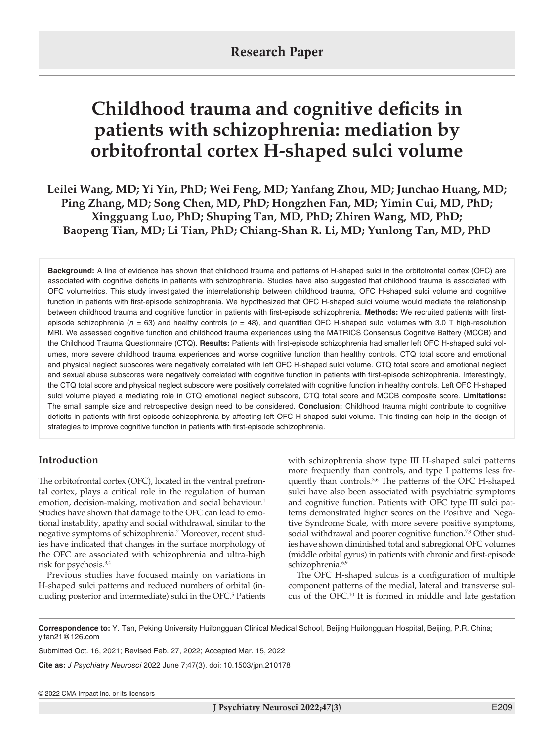Research Paper

# Childhood trauma and cognitive deficits in patients with schizophrenia: mediation by orbitofrontal cortex H-shaped sulci volume

**Leilei Wang, MD; Yi Yin, PhD; Wei Feng, MD; Yanfang Zhou, MD; Junchao Huang, MD; Ping Zhang, MD; Song Chen, MD, PhD; Hongzhen Fan, MD; Yimin Cui, MD, PhD; Xingguang Luo, PhD; Shuping Tan, MD, PhD; Zhiren Wang, MD, PhD; Baopeng Tian, MD; Li Tian, PhD; Chiang-Shan R. Li, MD; Yunlong Tan, MD, PhD**

**Background:** A line of evidence has shown that childhood trauma and patterns of H-shaped sulci in the orbitofrontal cortex (OFC) are associated with cognitive deficits in patients with schizophrenia. Studies have also suggested that childhood trauma is associated with OFC volumetrics. This study investigated the interrelationship between childhood trauma, OFC H-shaped sulci volume and cognitive function in patients with first-episode schizophrenia. We hypothesized that OFC H-shaped sulci volume would mediate the relationship between childhood trauma and cognitive function in patients with first-episode schizophrenia. **Methods:** We recruited patients with first-episode schizophrenia ($n$ = 63) and healthy controls ($n$ = 48), and quantified OFC H-shaped sulci volumes with 3.0 T high-resolution MRI. We assessed cognitive function and childhood trauma experiences using the MATRICS Consensus Cognitive Battery (MCCB) and the Childhood Trauma Questionnaire (CTQ). **Results:** Patients with first-episode schizophrenia had smaller left OFC H-shaped sulci volumes, more severe childhood trauma experiences and worse cognitive function than healthy controls. CTQ total score and emotional and physical neglect subscores were negatively correlated with left OFC H-shaped sulci volume. CTQ total score and emotional neglect and sexual abuse subscores were negatively correlated with cognitive function in patients with first-episode schizophrenia. Interestingly, the CTQ total score and physical neglect subscore were positively correlated with cognitive function in healthy controls. Left OFC H-shaped sulci volume played a mediating role in CTQ emotional neglect subscore, CTQ total score and MCCB composite score. **Limitations:** The small sample size and retrospective design need to be considered. **Conclusion:** Childhood trauma might contribute to cognitive deficits in patients with first-episode schizophrenia by affecting left OFC H-shaped sulci volume. This finding can help in the design of strategies to improve cognitive function in patients with first-episode schizophrenia.

## Introduction

The orbitofrontal cortex (OFC), located in the ventral prefrontal cortex, plays a critical role in the regulation of human emotion, decision-making, motivation and social behaviour.[1] Studies have shown that damage to the OFC can lead to emotional instability, apathy and social withdrawal, similar to the negative symptoms of schizophrenia.[2] Moreover, recent studies have indicated that changes in the surface morphology of the OFC are associated with schizophrenia and ultra-high risk for psychosis.[3,4]

Previous studies have focused mainly on variations in H-shaped sulci patterns and reduced numbers of orbital (including posterior and intermediate) sulci in the OFC.[5] Patients with schizophrenia show type III H-shaped sulci patterns more frequently than controls, and type I patterns less frequently than controls.[3,6] The patterns of the OFC H-shaped sulci have also been associated with psychiatric symptoms and cognitive function. Patients with OFC type III sulci patterns demonstrated higher scores on the Positive and Negative Syndrome Scale, with more severe positive symptoms, social withdrawal and poorer cognitive function.[7,8] Other studies have shown diminished total and subregional OFC volumes (middle orbital gyrus) in patients with chronic and first-episode schizophrenia.[6,9]

The OFC H-shaped sulcus is a configuration of multiple component patterns of the medial, lateral and transverse sulcus of the OFC.[10] It is formed in middle and late gestation

**Correspondence to:** Y. Tan, Peking University Huilongguan Clinical Medical School, Beijing Huilongguan Hospital, Beijing, P.R. China; yltan21@126.com

Submitted Oct. 16, 2021; Revised Feb. 27, 2022; Accepted Mar. 15, 2022

**Cite as:** *J Psychiatry Neurosci* 2022 June 7;47(3). doi: 10.1503/jpn.210178

© 2022 CMA Impact Inc. or its licensors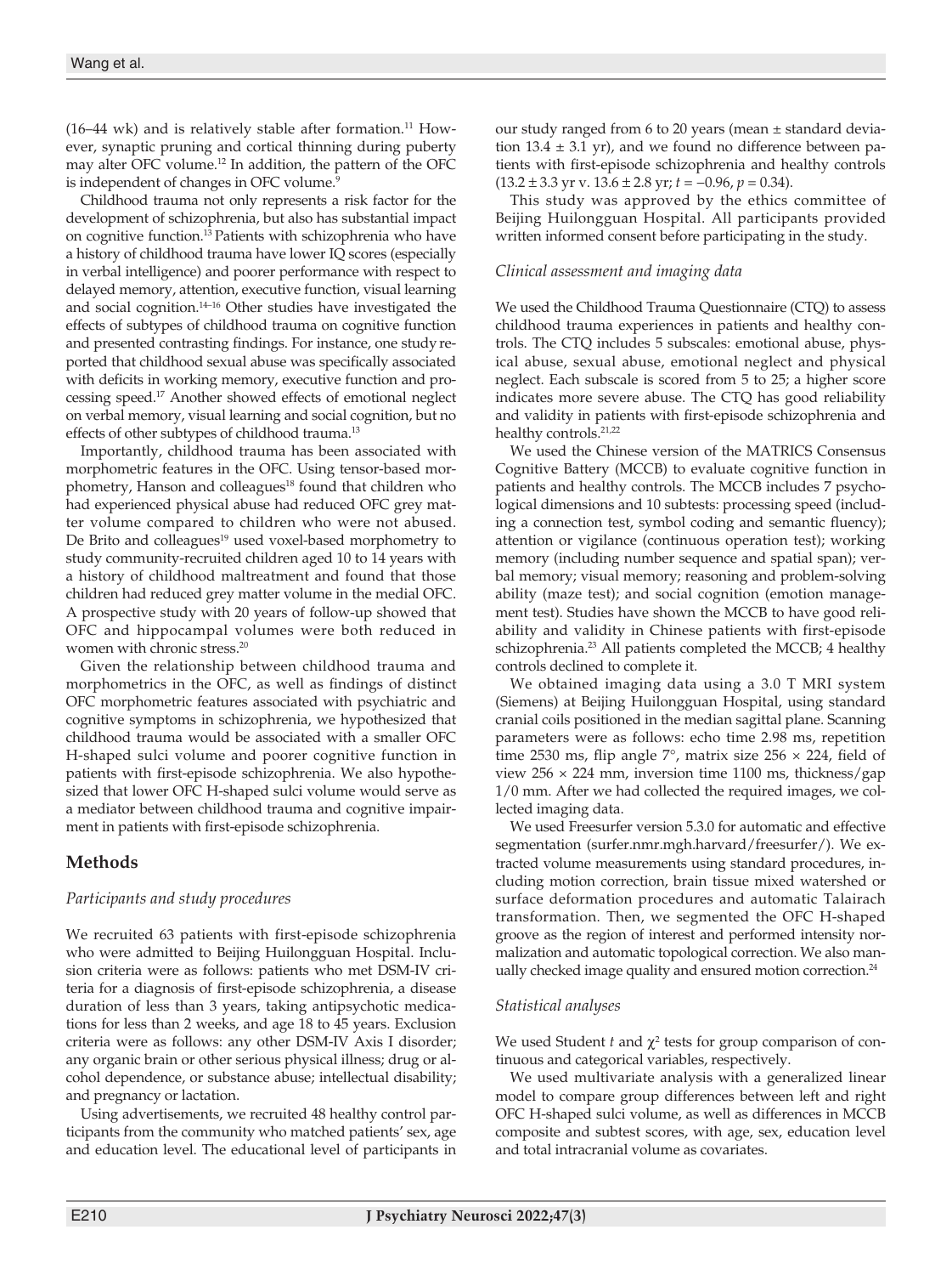(16–44 wk) and is relatively stable after formation.[11] However, synaptic pruning and cortical thinning during puberty may alter OFC volume.[12] In addition, the pattern of the OFC is independent of changes in OFC volume.[9]

Childhood trauma not only represents a risk factor for the development of schizophrenia, but also has substantial impact on cognitive function.[13] Patients with schizophrenia who have a history of childhood trauma have lower IQ scores (especially in verbal intelligence) and poorer performance with respect to delayed memory, attention, executive function, visual learning and social cognition.[14–16] Other studies have investigated the effects of subtypes of childhood trauma on cognitive function and presented contrasting findings. For instance, one study reported that childhood sexual abuse was specifically associated with deficits in working memory, executive function and processing speed.[17] Another showed effects of emotional neglect on verbal memory, visual learning and social cognition, but no effects of other subtypes of childhood trauma.[13]

Importantly, childhood trauma has been associated with morphometric features in the OFC. Using tensor-based morphometry, Hanson and colleagues[18] found that children who had experienced physical abuse had reduced OFC grey matter volume compared to children who were not abused. De Brito and colleagues[19] used voxel-based morphometry to study community-recruited children aged 10 to 14 years with a history of childhood maltreatment and found that those children had reduced grey matter volume in the medial OFC. A prospective study with 20 years of follow-up showed that OFC and hippocampal volumes were both reduced in women with chronic stress.[20]

Given the relationship between childhood trauma and morphometrics in the OFC, as well as findings of distinct OFC morphometric features associated with psychiatric and cognitive symptoms in schizophrenia, we hypothesized that childhood trauma would be associated with a smaller OFC H-shaped sulci volume and poorer cognitive function in patients with first-episode schizophrenia. We also hypothesized that lower OFC H-shaped sulci volume would serve as a mediator between childhood trauma and cognitive impairment in patients with first-episode schizophrenia.

## Methods

### *Participants and study procedures*

We recruited 63 patients with first-episode schizophrenia who were admitted to Beijing Huilongguan Hospital. Inclusion criteria were as follows: patients who met DSM-IV criteria for a diagnosis of first-episode schizophrenia, a disease duration of less than 3 years, taking antipsychotic medications for less than 2 weeks, and age 18 to 45 years. Exclusion criteria were as follows: any other DSM-IV Axis I disorder; any organic brain or other serious physical illness; drug or alcohol dependence, or substance abuse; intellectual disability; and pregnancy or lactation.

Using advertisements, we recruited 48 healthy control participants from the community who matched patients' sex, age and education level. The educational level of participants in our study ranged from 6 to 20 years (mean ± standard deviation 13.4 ± 3.1 yr), and we found no difference between patients with first-episode schizophrenia and healthy controls (13.2 ± 3.3 yr v. 13.6 ± 2.8 yr; $t = -0.96$, $p = 0.34$).

This study was approved by the ethics committee of Beijing Huilongguan Hospital. All participants provided written informed consent before participating in the study.

### *Clinical assessment and imaging data*

We used the Childhood Trauma Questionnaire (CTQ) to assess childhood trauma experiences in patients and healthy controls. The CTQ includes 5 subscales: emotional abuse, physical abuse, sexual abuse, emotional neglect and physical neglect. Each subscale is scored from 5 to 25; a higher score indicates more severe abuse. The CTQ has good reliability and validity in patients with first-episode schizophrenia and healthy controls.[21,22]

We used the Chinese version of the MATRICS Consensus Cognitive Battery (MCCB) to evaluate cognitive function in patients and healthy controls. The MCCB includes 7 psychological dimensions and 10 subtests: processing speed (including a connection test, symbol coding and semantic fluency); attention or vigilance (continuous operation test); working memory (including number sequence and spatial span); verbal memory; visual memory; reasoning and problem-solving ability (maze test); and social cognition (emotion management test). Studies have shown the MCCB to have good reliability and validity in Chinese patients with first-episode schizophrenia.[23] All patients completed the MCCB; 4 healthy controls declined to complete it.

We obtained imaging data using a 3.0 T MRI system (Siemens) at Beijing Huilongguan Hospital, using standard cranial coils positioned in the median sagittal plane. Scanning parameters were as follows: echo time 2.98 ms, repetition time 2530 ms, flip angle 7°, matrix size 256 × 224, field of view 256 × 224 mm, inversion time 1100 ms, thickness/gap 1/0 mm. After we had collected the required images, we collected imaging data.

We used Freesurfer version 5.3.0 for automatic and effective segmentation (surfer.nmr.mgh.harvard/freesurfer/). We extracted volume measurements using standard procedures, including motion correction, brain tissue mixed watershed or surface deformation procedures and automatic Talairach transformation. Then, we segmented the OFC H-shaped groove as the region of interest and performed intensity normalization and automatic topological correction. We also manually checked image quality and ensured motion correction.[24]

### *Statistical analyses*

We used Student $t$ and $\chi^2$ tests for group comparison of continuous and categorical variables, respectively.

We used multivariate analysis with a generalized linear model to compare group differences between left and right OFC H-shaped sulci volume, as well as differences in MCCB composite and subtest scores, with age, sex, education level and total intracranial volume as covariates.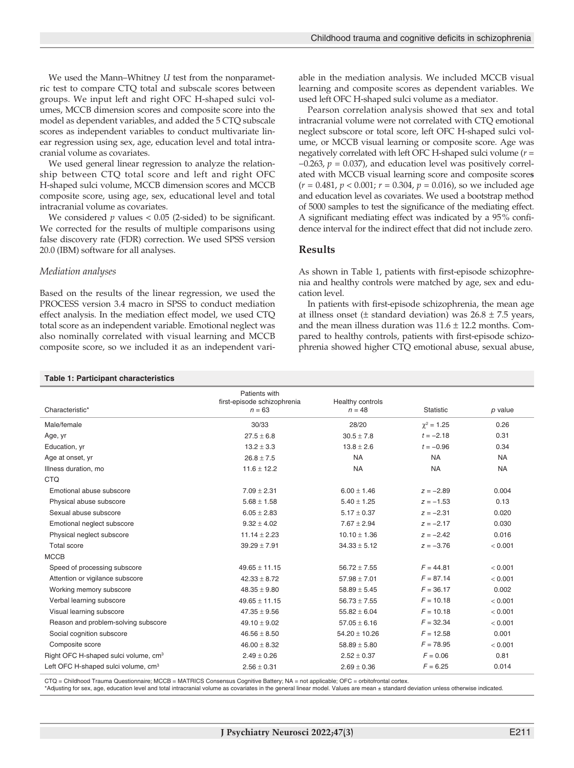We used the Mann–Whitney *U* test from the nonparametric test to compare CTQ total and subscale scores between groups. We input left and right OFC H-shaped sulci volumes, MCCB dimension scores and composite score into the model as dependent variables, and added the 5 CTQ subscale scores as independent variables to conduct multivariate linear regression using sex, age, education level and total intracranial volume as covariates.

We used general linear regression to analyze the relationship between CTQ total score and left and right OFC H-shaped sulci volume, MCCB dimension scores and MCCB composite score, using age, sex, educational level and total intracranial volume as covariates.

We considered $p$ values $< 0.05$ (2-sided) to be significant. We corrected for the results of multiple comparisons using false discovery rate (FDR) correction. We used SPSS version 20.0 (IBM) software for all analyses.

### *Mediation analyses*

Based on the results of the linear regression, we used the PROCESS version 3.4 macro in SPSS to conduct mediation effect analysis. In the mediation effect model, we used CTQ total score as an independent variable. Emotional neglect was also nominally correlated with visual learning and MCCB composite score, so we included it as an independent variable in the mediation analysis. We included MCCB visual learning and composite scores as dependent variables. We used left OFC H-shaped sulci volume as a mediator.

Pearson correlation analysis showed that sex and total intracranial volume were not correlated with CTQ emotional neglect subscore or total score, left OFC H-shaped sulci volume, or MCCB visual learning or composite score. Age was negatively correlated with left OFC H-shaped sulci volume ($r = -0.263$, $p = 0.037$), and education level was positively correlated with MCCB visual learning score and composite scores ($r = 0.481$, $p < 0.001$; $r = 0.304$, $p = 0.016$), so we included age and education level as covariates. We used a bootstrap method of 5000 samples to test the significance of the mediating effect. A significant mediating effect was indicated by a 95% confidence interval for the indirect effect that did not include zero.

## Results

As shown in Table 1, patients with first-episode schizophrenia and healthy controls were matched by age, sex and education level.

In patients with first-episode schizophrenia, the mean age at illness onset (± standard deviation) was 26.8 ± 7.5 years, and the mean illness duration was 11.6 ± 12.2 months. Compared to healthy controls, patients with first-episode schizophrenia showed higher CTQ emotional abuse, sexual abuse,

**Table 1: Participant characteristics**

| Characteristic* | Patients with first-episode schizophrenia $n = 63$ | Healthy controls $n = 48$ | Statistic | $p$ value |
|---|---|---|---|---|
| Male/female | 30/33 | 28/20 | $\chi^2 = 1.25$ | 0.26 |
| Age, yr | 27.5 ± 6.8 | 30.5 ± 7.8 | $t = -2.18$ | 0.31 |
| Education, yr | 13.2 ± 3.3 | 13.8 ± 2.6 | $t = -0.96$ | 0.34 |
| Age at onset, yr | 26.8 ± 7.5 | NA | NA | NA |
| Illness duration, mo | 11.6 ± 12.2 | NA | NA | NA |
| CTQ | | | | |
| Emotional abuse subscore | 7.09 ± 2.31 | 6.00 ± 1.46 | $z = -2.89$ | 0.004 |
| Physical abuse subscore | 5.68 ± 1.58 | 5.40 ± 1.25 | $z = -1.53$ | 0.13 |
| Sexual abuse subscore | 6.05 ± 2.83 | 5.17 ± 0.37 | $z = -2.31$ | 0.020 |
| Emotional neglect subscore | 9.32 ± 4.02 | 7.67 ± 2.94 | $z = -2.17$ | 0.030 |
| Physical neglect subscore | 11.14 ± 2.23 | 10.10 ± 1.36 | $z = -2.42$ | 0.016 |
| Total score | 39.29 ± 7.91 | 34.33 ± 5.12 | $z = -3.76$ | < 0.001 |
| MCCB | | | | |
| Speed of processing subscore | 49.65 ± 11.15 | 56.72 ± 7.55 | $F = 44.81$ | < 0.001 |
| Attention or vigilance subscore | 42.33 ± 8.72 | 57.98 ± 7.01 | $F = 87.14$ | < 0.001 |
| Working memory subscore | 48.35 ± 9.80 | 58.89 ± 5.45 | $F = 36.17$ | 0.002 |
| Verbal learning subscore | 49.65 ± 11.15 | 56.73 ± 7.55 | $F = 10.18$ | < 0.001 |
| Visual learning subscore | 47.35 ± 9.56 | 55.82 ± 6.04 | $F = 10.18$ | < 0.001 |
| Reason and problem-solving subscore | 49.10 ± 9.02 | 57.05 ± 6.16 | $F = 32.34$ | < 0.001 |
| Social cognition subscore | 46.56 ± 8.50 | 54.20 ± 10.26 | $F = 12.58$ | 0.001 |
| Composite score | 46.00 ± 8.32 | 58.89 ± 5.80 | $F = 78.95$ | < 0.001 |
| Right OFC H-shaped sulci volume, cm$^3$ | 2.49 ± 0.26 | 2.52 ± 0.37 | $F = 0.06$ | 0.81 |
| Left OFC H-shaped sulci volume, cm$^3$ | 2.56 ± 0.31 | 2.69 ± 0.36 | $F = 6.25$ | 0.014 |

CTQ = Childhood Trauma Questionnaire; MCCB = MATRICS Consensus Cognitive Battery; NA = not applicable; OFC = orbitofrontal cortex.
*Adjusting for sex, age, education level and total intracranial volume as covariates in the general linear model. Values are mean ± standard deviation unless otherwise indicated.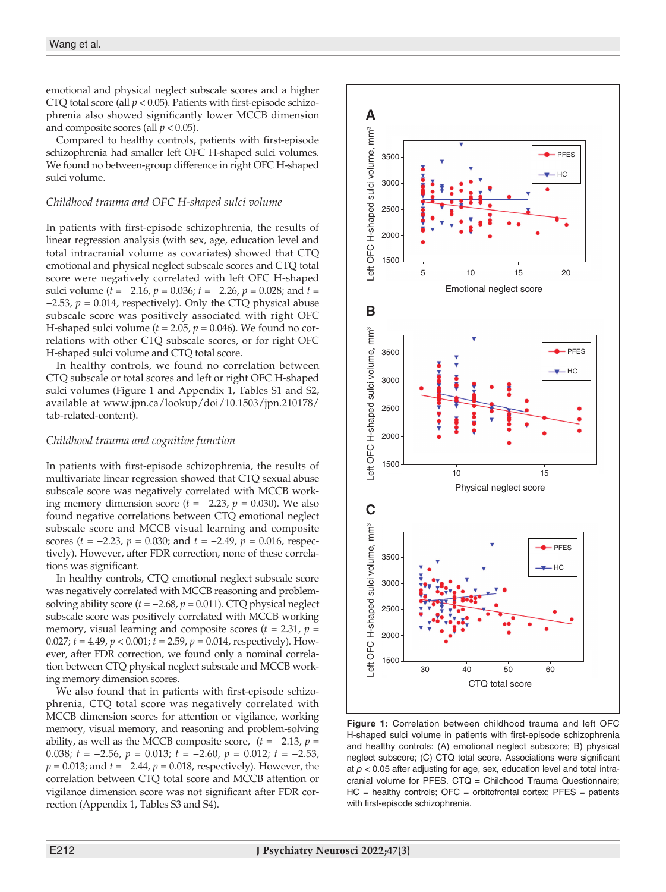emotional and physical neglect subscale scores and a higher CTQ total score (all $p < 0.05$). Patients with first-episode schizophrenia also showed significantly lower MCCB dimension and composite scores (all $p < 0.05$).

Compared to healthy controls, patients with first-episode schizophrenia had smaller left OFC H-shaped sulci volumes. We found no between-group difference in right OFC H-shaped sulci volume.

### *Childhood trauma and OFC H-shaped sulci volume*

In patients with first-episode schizophrenia, the results of linear regression analysis (with sex, age, education level and total intracranial volume as covariates) showed that CTQ emotional and physical neglect subscale scores and CTQ total score were negatively correlated with left OFC H-shaped sulci volume ($t = -2.16$, $p = 0.036$; $t = -2.26$, $p = 0.028$; and $t = -2.53$, $p = 0.014$, respectively). Only the CTQ physical abuse subscale score was positively associated with right OFC H-shaped sulci volume ($t = 2.05$, $p = 0.046$). We found no correlations with other CTQ subscale scores, or for right OFC H-shaped sulci volume and CTQ total score.

In healthy controls, we found no correlation between CTQ subscale or total scores and left or right OFC H-shaped sulci volumes (Figure 1 and Appendix 1, Tables S1 and S2, available at www.jpn.ca/lookup/doi/10.1503/jpn.210178/tab-related-content).

### *Childhood trauma and cognitive function*

In patients with first-episode schizophrenia, the results of multivariate linear regression showed that CTQ sexual abuse subscale score was negatively correlated with MCCB working memory dimension score ($t = -2.23$, $p = 0.030$). We also found negative correlations between CTQ emotional neglect subscale score and MCCB visual learning and composite scores ($t = -2.23$, $p = 0.030$; and $t = -2.49$, $p = 0.016$, respectively). However, after FDR correction, none of these correlations was significant.

In healthy controls, CTQ emotional neglect subscale score was negatively correlated with MCCB reasoning and problem-solving ability score ($t = -2.68$, $p = 0.011$). CTQ physical neglect subscale score was positively correlated with MCCB working memory, visual learning and composite scores ($t = 2.31$, $p = 0.027$; $t = 4.49$, $p < 0.001$; $t = 2.59$, $p = 0.014$, respectively). However, after FDR correction, we found only a nominal correlation between CTQ physical neglect subscale and MCCB working memory dimension scores.

We also found that in patients with first-episode schizophrenia, CTQ total score was negatively correlated with MCCB dimension scores for attention or vigilance, working memory, visual memory, and reasoning and problem-solving ability, as well as the MCCB composite score, ($t = -2.13$, $p = 0.038$; $t = -2.56$, $p = 0.013$; $t = -2.60$, $p = 0.012$; $t = -2.53$, $p = 0.013$; and $t = -2.44$, $p = 0.018$, respectively). However, the correlation between CTQ total score and MCCB attention or vigilance dimension score was not significant after FDR correction (Appendix 1, Tables S3 and S4).

**Figure 1:** Correlation between childhood trauma and left OFC H-shaped sulci volume in patients with first-episode schizophrenia and healthy controls: (A) emotional neglect subscore; B) physical neglect subscore; (C) CTQ total score. Associations were significant at $p < 0.05$ after adjusting for age, sex, education level and total intracranial volume for PFES. CTQ = Childhood Trauma Questionnaire; HC = healthy controls; OFC = orbitofrontal cortex; PFES = patients with first-episode schizophrenia.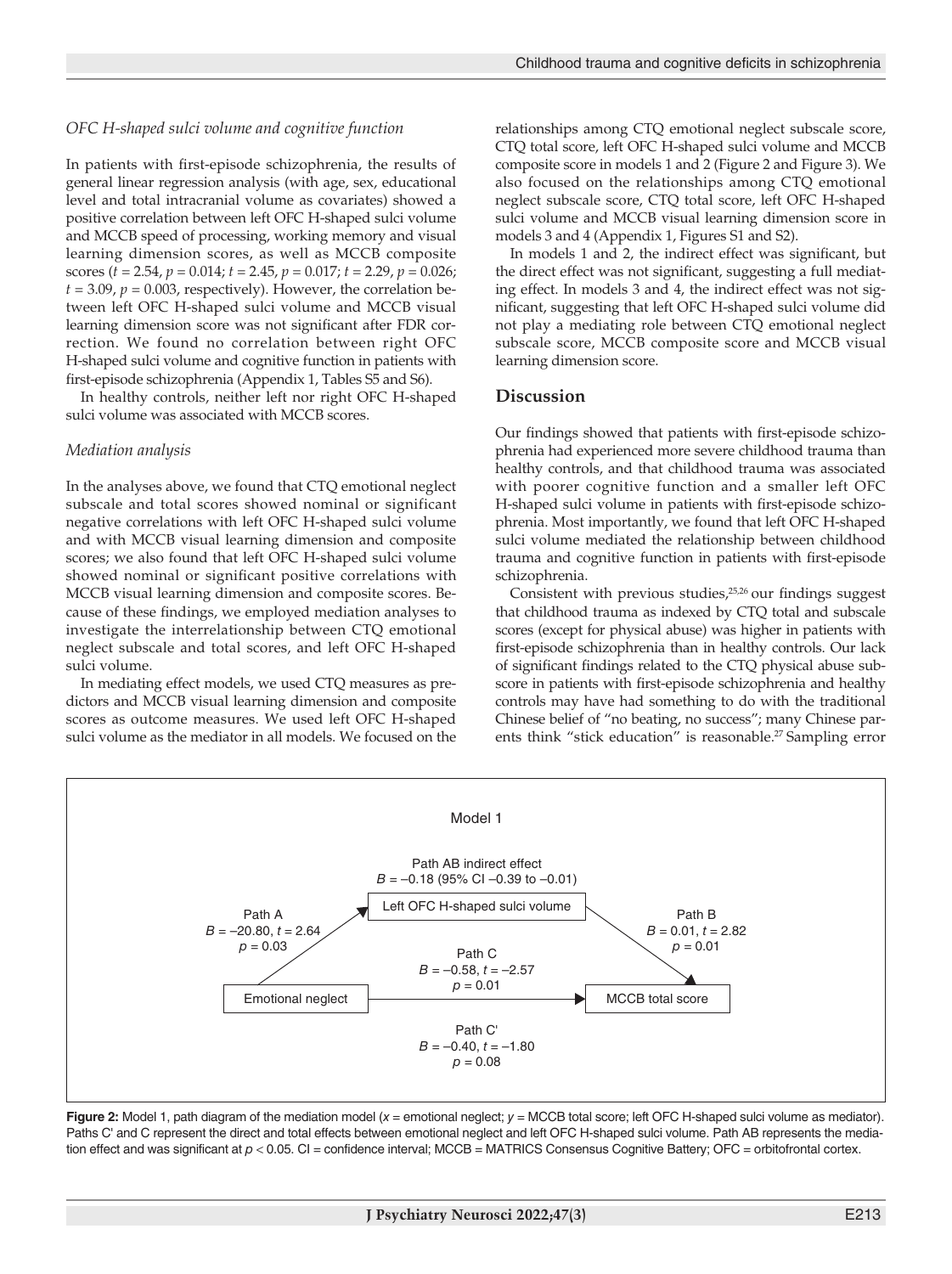*OFC H-shaped sulci volume and cognitive function*

In patients with first-episode schizophrenia, the results of general linear regression analysis (with age, sex, educational level and total intracranial volume as covariates) showed a positive correlation between left OFC H-shaped sulci volume and MCCB speed of processing, working memory and visual learning dimension scores, as well as MCCB composite scores ($t = 2.54$, $p = 0.014$; $t = 2.45$, $p = 0.017$; $t = 2.29$, $p = 0.026$; $t = 3.09$, $p = 0.003$, respectively). However, the correlation between left OFC H-shaped sulci volume and MCCB visual learning dimension score was not significant after FDR correction. We found no correlation between right OFC H-shaped sulci volume and cognitive function in patients with first-episode schizophrenia (Appendix 1, Tables S5 and S6).

In healthy controls, neither left nor right OFC H-shaped sulci volume was associated with MCCB scores.

*Mediation analysis*

In the analyses above, we found that CTQ emotional neglect subscale and total scores showed nominal or significant negative correlations with left OFC H-shaped sulci volume and with MCCB visual learning dimension and composite scores; we also found that left OFC H-shaped sulci volume showed nominal or significant positive correlations with MCCB visual learning dimension and composite scores. Because of these findings, we employed mediation analyses to investigate the interrelationship between CTQ emotional neglect subscale and total scores, and left OFC H-shaped sulci volume.

In mediating effect models, we used CTQ measures as predictors and MCCB visual learning dimension and composite scores as outcome measures. We used left OFC H-shaped sulci volume as the mediator in all models. We focused on the relationships among CTQ emotional neglect subscale score, CTQ total score, left OFC H-shaped sulci volume and MCCB composite score in models 1 and 2 (Figure 2 and Figure 3). We also focused on the relationships among CTQ emotional neglect subscale score, CTQ total score, left OFC H-shaped sulci volume and MCCB visual learning dimension score in models 3 and 4 (Appendix 1, Figures S1 and S2).

In models 1 and 2, the indirect effect was significant, but the direct effect was not significant, suggesting a full mediating effect. In models 3 and 4, the indirect effect was not significant, suggesting that left OFC H-shaped sulci volume did not play a mediating role between CTQ emotional neglect subscale score, MCCB composite score and MCCB visual learning dimension score.

## Discussion

Our findings showed that patients with first-episode schizophrenia had experienced more severe childhood trauma than healthy controls, and that childhood trauma was associated with poorer cognitive function and a smaller left OFC H-shaped sulci volume in patients with first-episode schizophrenia. Most importantly, we found that left OFC H-shaped sulci volume mediated the relationship between childhood trauma and cognitive function in patients with first-episode schizophrenia.

Consistent with previous studies,[25,26] our findings suggest that childhood trauma as indexed by CTQ total and subscale scores (except for physical abuse) was higher in patients with first-episode schizophrenia than in healthy controls. Our lack of significant findings related to the CTQ physical abuse subscore in patients with first-episode schizophrenia and healthy controls may have had something to do with the traditional Chinese belief of "no beating, no success"; many Chinese parents think "stick education" is reasonable.[27] Sampling error

Model 1

Path AB indirect effect: $B = -0.18$ (95% CI $-0.39$ to $-0.01$)

Path A: $B = -20.80$, $t = 2.64$, $p = 0.03$ (Emotional neglect → Left OFC H-shaped sulci volume)

Path B: $B = 0.01$, $t = 2.82$, $p = 0.01$ (Left OFC H-shaped sulci volume → MCCB total score)

Path C: $B = -0.58$, $t = -2.57$, $p = 0.01$ (Emotional neglect → MCCB total score)

Path C': $B = -0.40$, $t = -1.80$, $p = 0.08$

**Figure 2:** Model 1, path diagram of the mediation model ($x$ = emotional neglect; $y$ = MCCB total score; left OFC H-shaped sulci volume as mediator). Paths C' and C represent the direct and total effects between emotional neglect and left OFC H-shaped sulci volume. Path AB represents the mediation effect and was significant at $p < 0.05$. CI = confidence interval; MCCB = MATRICS Consensus Cognitive Battery; OFC = orbitofrontal cortex.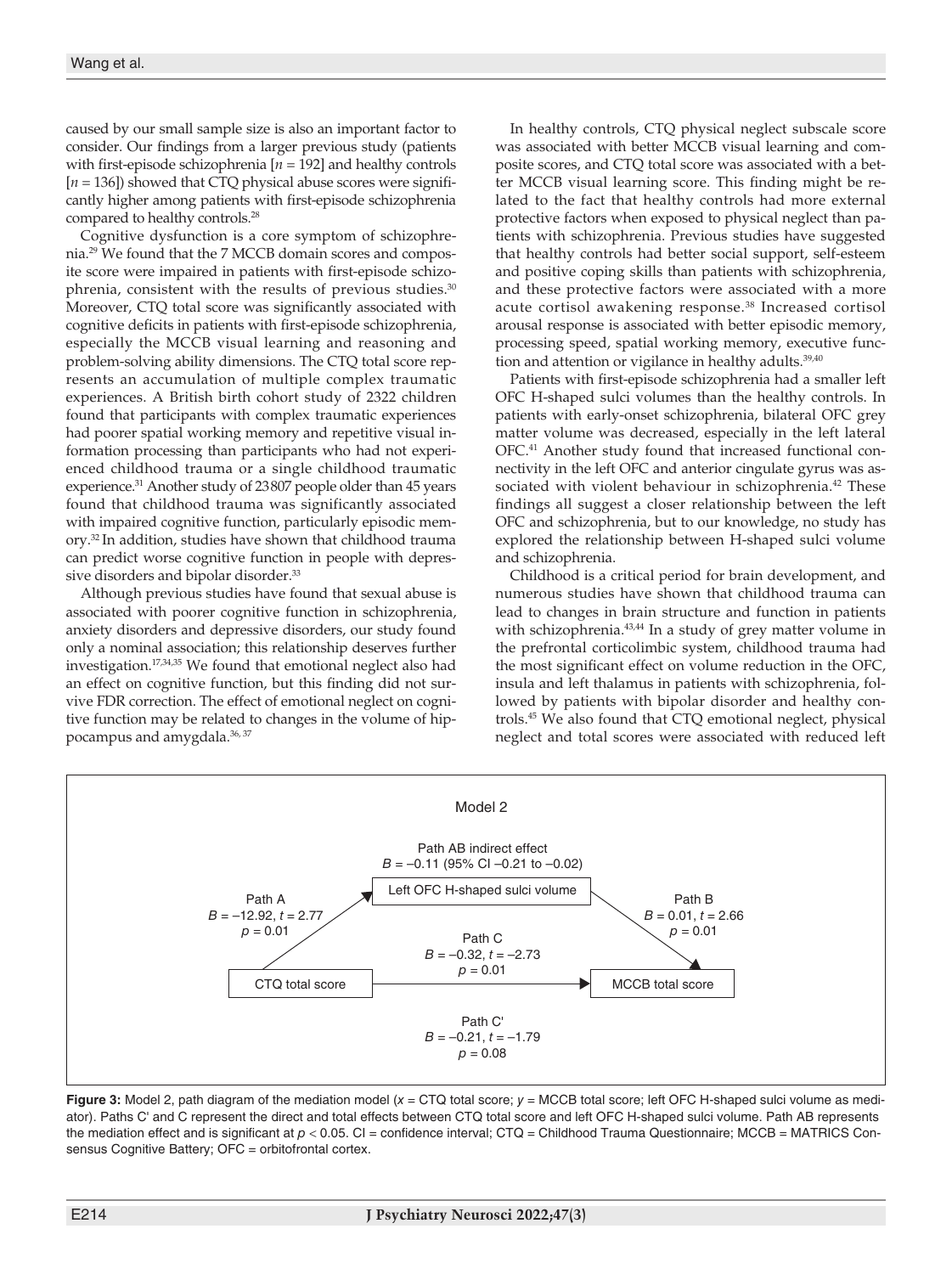caused by our small sample size is also an important factor to consider. Our findings from a larger previous study (patients with first-episode schizophrenia [$n = 192$] and healthy controls [$n = 136$]) showed that CTQ physical abuse scores were significantly higher among patients with first-episode schizophrenia compared to healthy controls.[28]

Cognitive dysfunction is a core symptom of schizophrenia.[29] We found that the 7 MCCB domain scores and composite score were impaired in patients with first-episode schizophrenia, consistent with the results of previous studies.[30] Moreover, CTQ total score was significantly associated with cognitive deficits in patients with first-episode schizophrenia, especially the MCCB visual learning and reasoning and problem-solving ability dimensions. The CTQ total score represents an accumulation of multiple complex traumatic experiences. A British birth cohort study of 2322 children found that participants with complex traumatic experiences had poorer spatial working memory and repetitive visual information processing than participants who had not experienced childhood trauma or a single childhood traumatic experience.[31] Another study of 23 807 people older than 45 years found that childhood trauma was significantly associated with impaired cognitive function, particularly episodic memory.[32] In addition, studies have shown that childhood trauma can predict worse cognitive function in people with depressive disorders and bipolar disorder.[33]

Although previous studies have found that sexual abuse is associated with poorer cognitive function in schizophrenia, anxiety disorders and depressive disorders, our study found only a nominal association; this relationship deserves further investigation.[17,34,35] We found that emotional neglect also had an effect on cognitive function, but this finding did not survive FDR correction. The effect of emotional neglect on cognitive function may be related to changes in the volume of hippocampus and amygdala.[36,37]

In healthy controls, CTQ physical neglect subscale score was associated with better MCCB visual learning and composite scores, and CTQ total score was associated with a better MCCB visual learning score. This finding might be related to the fact that healthy controls had more external protective factors when exposed to physical neglect than patients with schizophrenia. Previous studies have suggested that healthy controls had better social support, self-esteem and positive coping skills than patients with schizophrenia, and these protective factors were associated with a more acute cortisol awakening response.[38] Increased cortisol arousal response is associated with better episodic memory, processing speed, spatial working memory, executive function and attention or vigilance in healthy adults.[39,40]

Patients with first-episode schizophrenia had a smaller left OFC H-shaped sulci volumes than the healthy controls. In patients with early-onset schizophrenia, bilateral OFC grey matter volume was decreased, especially in the left lateral OFC.[41] Another study found that increased functional connectivity in the left OFC and anterior cingulate gyrus was associated with violent behaviour in schizophrenia.[42] These findings all suggest a closer relationship between the left OFC and schizophrenia, but to our knowledge, no study has explored the relationship between H-shaped sulci volume and schizophrenia.

Childhood is a critical period for brain development, and numerous studies have shown that childhood trauma can lead to changes in brain structure and function in patients with schizophrenia.[43,44] In a study of grey matter volume in the prefrontal corticolimbic system, childhood trauma had the most significant effect on volume reduction in the OFC, insula and left thalamus in patients with schizophrenia, followed by patients with bipolar disorder and healthy controls.[45] We also found that CTQ emotional neglect, physical neglect and total scores were associated with reduced left

Model 2

Path AB indirect effect: $B = -0.11$ (95% CI $-0.21$ to $-0.02$)

Path A (CTQ total score → Left OFC H-shaped sulci volume): $B = -12.92$, $t = 2.77$, $p = 0.01$

Path B (Left OFC H-shaped sulci volume → MCCB total score): $B = 0.01$, $t = 2.66$, $p = 0.01$

Path C (CTQ total score → MCCB total score): $B = -0.32$, $t = -2.73$, $p = 0.01$

Path C': $B = -0.21$, $t = -1.79$, $p = 0.08$

**Figure 3:** Model 2, path diagram of the mediation model ($x$ = CTQ total score; $y$ = MCCB total score; left OFC H-shaped sulci volume as mediator). Paths C' and C represent the direct and total effects between CTQ total score and left OFC H-shaped sulci volume. Path AB represents the mediation effect and is significant at $p < 0.05$. CI = confidence interval; CTQ = Childhood Trauma Questionnaire; MCCB = MATRICS Consensus Cognitive Battery; OFC = orbitofrontal cortex.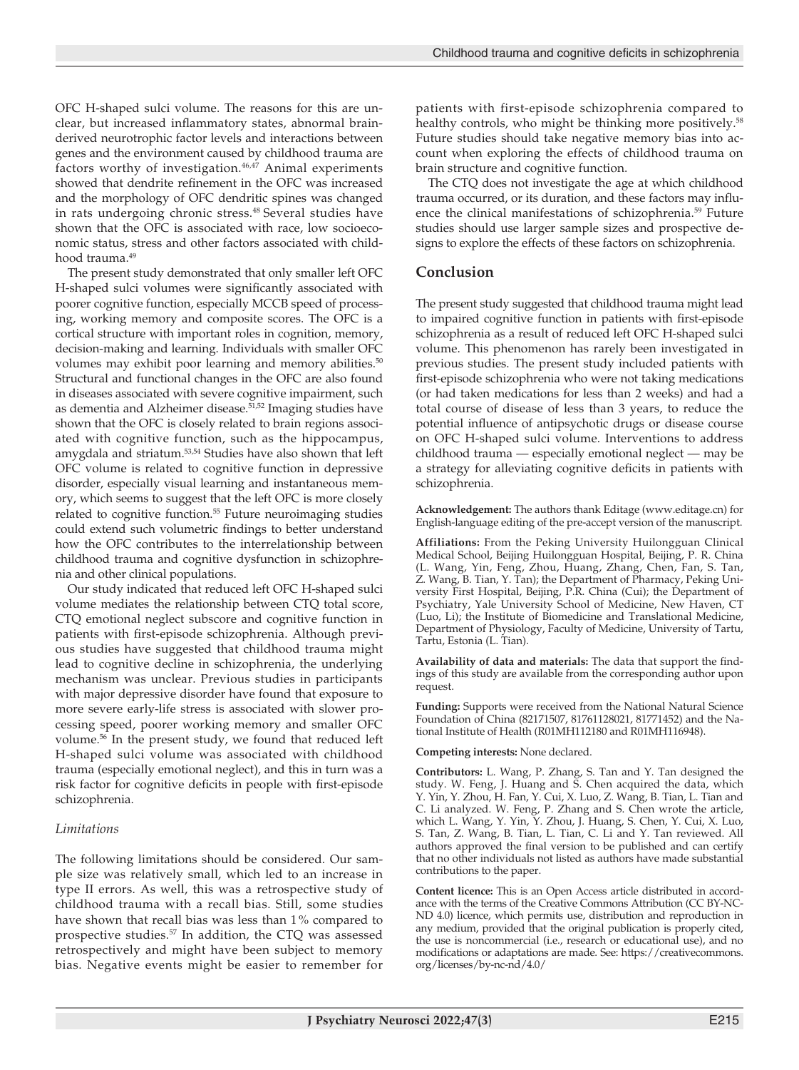OFC H-shaped sulci volume. The reasons for this are unclear, but increased inflammatory states, abnormal brain-derived neurotrophic factor levels and interactions between genes and the environment caused by childhood trauma are factors worthy of investigation.[46,47] Animal experiments showed that dendrite refinement in the OFC was increased and the morphology of OFC dendritic spines was changed in rats undergoing chronic stress.[48] Several studies have shown that the OFC is associated with race, low socioeconomic status, stress and other factors associated with childhood trauma.[49]

The present study demonstrated that only smaller left OFC H-shaped sulci volumes were significantly associated with poorer cognitive function, especially MCCB speed of processing, working memory and composite scores. The OFC is a cortical structure with important roles in cognition, memory, decision-making and learning. Individuals with smaller OFC volumes may exhibit poor learning and memory abilities.[50] Structural and functional changes in the OFC are also found in diseases associated with severe cognitive impairment, such as dementia and Alzheimer disease.[51,52] Imaging studies have shown that the OFC is closely related to brain regions associated with cognitive function, such as the hippocampus, amygdala and striatum.[53,54] Studies have also shown that left OFC volume is related to cognitive function in depressive disorder, especially visual learning and instantaneous memory, which seems to suggest that the left OFC is more closely related to cognitive function.[55] Future neuroimaging studies could extend such volumetric findings to better understand how the OFC contributes to the interrelationship between childhood trauma and cognitive dysfunction in schizophrenia and other clinical populations.

Our study indicated that reduced left OFC H-shaped sulci volume mediates the relationship between CTQ total score, CTQ emotional neglect subscore and cognitive function in patients with first-episode schizophrenia. Although previous studies have suggested that childhood trauma might lead to cognitive decline in schizophrenia, the underlying mechanism was unclear. Previous studies in participants with major depressive disorder have found that exposure to more severe early-life stress is associated with slower processing speed, poorer working memory and smaller OFC volume.[56] In the present study, we found that reduced left H-shaped sulci volume was associated with childhood trauma (especially emotional neglect), and this in turn was a risk factor for cognitive deficits in people with first-episode schizophrenia.

### *Limitations*

The following limitations should be considered. Our sample size was relatively small, which led to an increase in type II errors. As well, this was a retrospective study of childhood trauma with a recall bias. Still, some studies have shown that recall bias was less than 1% compared to prospective studies.[57] In addition, the CTQ was assessed retrospectively and might have been subject to memory bias. Negative events might be easier to remember for patients with first-episode schizophrenia compared to healthy controls, who might be thinking more positively.[58] Future studies should take negative memory bias into account when exploring the effects of childhood trauma on brain structure and cognitive function.

The CTQ does not investigate the age at which childhood trauma occurred, or its duration, and these factors may influence the clinical manifestations of schizophrenia.[59] Future studies should use larger sample sizes and prospective designs to explore the effects of these factors on schizophrenia.

## Conclusion

The present study suggested that childhood trauma might lead to impaired cognitive function in patients with first-episode schizophrenia as a result of reduced left OFC H-shaped sulci volume. This phenomenon has rarely been investigated in previous studies. The present study included patients with first-episode schizophrenia who were not taking medications (or had taken medications for less than 2 weeks) and had a total course of disease of less than 3 years, to reduce the potential influence of antipsychotic drugs or disease course on OFC H-shaped sulci volume. Interventions to address childhood trauma — especially emotional neglect — may be a strategy for alleviating cognitive deficits in patients with schizophrenia.

**Acknowledgement:** The authors thank Editage (www.editage.cn) for English-language editing of the pre-accept version of the manuscript.

**Affiliations:** From the Peking University Huilongguan Clinical Medical School, Beijing Huilongguan Hospital, Beijing, P. R. China (L. Wang, Yin, Feng, Zhou, Huang, Zhang, Chen, Fan, S. Tan, Z. Wang, B. Tian, Y. Tan); the Department of Pharmacy, Peking University First Hospital, Beijing, P.R. China (Cui); the Department of Psychiatry, Yale University School of Medicine, New Haven, CT (Luo, Li); the Institute of Biomedicine and Translational Medicine, Department of Physiology, Faculty of Medicine, University of Tartu, Tartu, Estonia (L. Tian).

**Availability of data and materials:** The data that support the findings of this study are available from the corresponding author upon request.

**Funding:** Supports were received from the National Natural Science Foundation of China (82171507, 81761128021, 81771452) and the National Institute of Health (R01MH112180 and R01MH116948).

**Competing interests:** None declared.

**Contributors:** L. Wang, P. Zhang, S. Tan and Y. Tan designed the study. W. Feng, J. Huang and S. Chen acquired the data, which Y. Yin, Y. Zhou, H. Fan, Y. Cui, X. Luo, Z. Wang, B. Tian, L. Tian and C. Li analyzed. W. Feng, P. Zhang and S. Chen wrote the article, which L. Wang, Y. Yin, Y. Zhou, J. Huang, S. Chen, Y. Cui, X. Luo, S. Tan, Z. Wang, B. Tian, L. Tian, C. Li and Y. Tan reviewed. All authors approved the final version to be published and can certify that no other individuals not listed as authors have made substantial contributions to the paper.

**Content licence:** This is an Open Access article distributed in accordance with the terms of the Creative Commons Attribution (CC BY-NC-ND 4.0) licence, which permits use, distribution and reproduction in any medium, provided that the original publication is properly cited, the use is noncommercial (i.e., research or educational use), and no modifications or adaptations are made. See: https://creativecommons.org/licenses/by-nc-nd/4.0/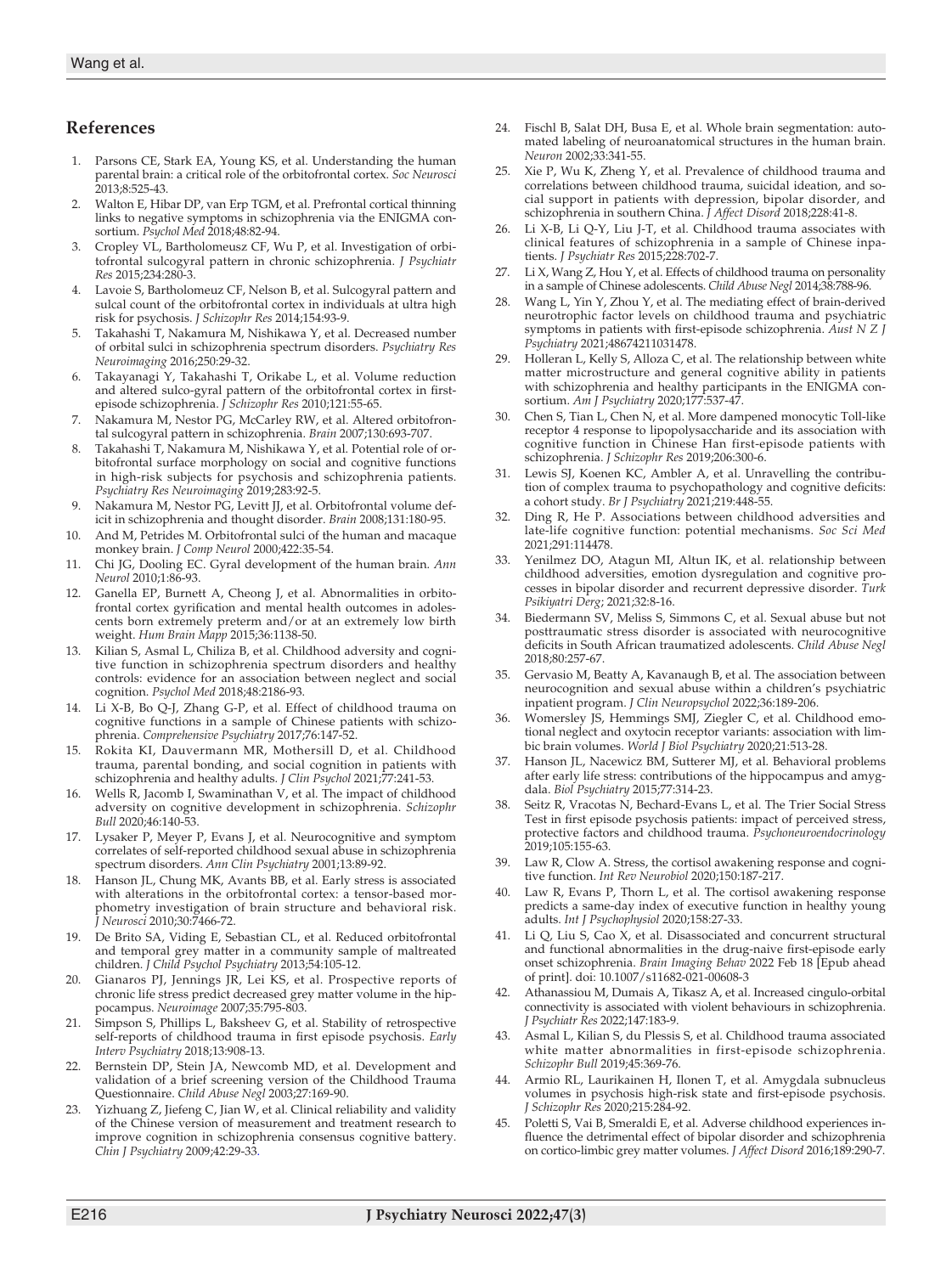## References

1. Parsons CE, Stark EA, Young KS, et al. Understanding the human parental brain: a critical role of the orbitofrontal cortex. *Soc Neurosci* 2013;8:525-43.
2. Walton E, Hibar DP, van Erp TGM, et al. Prefrontal cortical thinning links to negative symptoms in schizophrenia via the ENIGMA consortium. *Psychol Med* 2018;48:82-94.
3. Cropley VL, Bartholomeusz CF, Wu P, et al. Investigation of orbitofrontal sulcogyral pattern in chronic schizophrenia. *J Psychiatr Res* 2015;234:280-3.
4. Lavoie S, Bartholomeusz CF, Nelson B, et al. Sulcogyral pattern and sulcal count of the orbitofrontal cortex in individuals at ultra high risk for psychosis. *J Schizophr Res* 2014;154:93-9.
5. Takahashi T, Nakamura M, Nishikawa Y, et al. Decreased number of orbital sulci in schizophrenia spectrum disorders. *Psychiatry Res Neuroimaging* 2016;250:29-32.
6. Takayanagi Y, Takahashi T, Orikabe L, et al. Volume reduction and altered sulco-gyral pattern of the orbitofrontal cortex in first-episode schizophrenia. *J Schizophr Res* 2010;121:55-65.
7. Nakamura M, Nestor PG, McCarley RW, et al. Altered orbitofrontal sulcogyral pattern in schizophrenia. *Brain* 2007;130:693-707.
8. Takahashi T, Nakamura M, Nishikawa Y, et al. Potential role of orbitofrontal surface morphology on social and cognitive functions in high-risk subjects for psychosis and schizophrenia patients. *Psychiatry Res Neuroimaging* 2019;283:92-5.
9. Nakamura M, Nestor PG, Levitt JJ, et al. Orbitofrontal volume deficit in schizophrenia and thought disorder. *Brain* 2008;131:180-95.
10. And M, Petrides M. Orbitofrontal sulci of the human and macaque monkey brain. *J Comp Neurol* 2000;422:35-54.
11. Chi JG, Dooling EC. Gyral development of the human brain. *Ann Neurol* 2010;1:86-93.
12. Ganella EP, Burnett A, Cheong J, et al. Abnormalities in orbitofrontal cortex gyrification and mental health outcomes in adolescents born extremely preterm and/or at an extremely low birth weight. *Hum Brain Mapp* 2015;36:1138-50.
13. Kilian S, Asmal L, Chiliza B, et al. Childhood adversity and cognitive function in schizophrenia spectrum disorders and healthy controls: evidence for an association between neglect and social cognition. *Psychol Med* 2018;48:2186-93.
14. Li X-B, Bo Q-J, Zhang G-P, et al. Effect of childhood trauma on cognitive functions in a sample of Chinese patients with schizophrenia. *Comprehensive Psychiatry* 2017;76:147-52.
15. Rokita KI, Dauvermann MR, Mothersill D, et al. Childhood trauma, parental bonding, and social cognition in patients with schizophrenia and healthy adults. *J Clin Psychol* 2021;77:241-53.
16. Wells R, Jacomb I, Swaminathan V, et al. The impact of childhood adversity on cognitive development in schizophrenia. *Schizophr Bull* 2020;46:140-53.
17. Lysaker P, Meyer P, Evans J, et al. Neurocognitive and symptom correlates of self-reported childhood sexual abuse in schizophrenia spectrum disorders. *Ann Clin Psychiatry* 2001;13:89-92.
18. Hanson JL, Chung MK, Avants BB, et al. Early stress is associated with alterations in the orbitofrontal cortex: a tensor-based morphometry investigation of brain structure and behavioral risk. *J Neurosci* 2010;30:7466-72.
19. De Brito SA, Viding E, Sebastian CL, et al. Reduced orbitofrontal and temporal grey matter in a community sample of maltreated children. *J Child Psychol Psychiatry* 2013;54:105-12.
20. Gianaros PJ, Jennings JR, Lei KS, et al. Prospective reports of chronic life stress predict decreased grey matter volume in the hippocampus. *Neuroimage* 2007;35:795-803.
21. Simpson S, Phillips L, Baksheev G, et al. Stability of retrospective self-reports of childhood trauma in first episode psychosis. *Early Interv Psychiatry* 2018;13:908-13.
22. Bernstein DP, Stein JA, Newcomb MD, et al. Development and validation of a brief screening version of the Childhood Trauma Questionnaire. *Child Abuse Negl* 2003;27:169-90.
23. Yizhuang Z, Jiefeng C, Jian W, et al. Clinical reliability and validity of the Chinese version of measurement and treatment research to improve cognition in schizophrenia consensus cognitive battery. *Chin J Psychiatry* 2009;42:29-33.
24. Fischl B, Salat DH, Busa E, et al. Whole brain segmentation: automated labeling of neuroanatomical structures in the human brain. *Neuron* 2002;33:341-55.
25. Xie P, Wu K, Zheng Y, et al. Prevalence of childhood trauma and correlations between childhood trauma, suicidal ideation, and social support in patients with depression, bipolar disorder, and schizophrenia in southern China. *J Affect Disord* 2018;228:41-8.
26. Li X-B, Li Q-Y, Liu J-T, et al. Childhood trauma associates with clinical features of schizophrenia in a sample of Chinese inpatients. *J Psychiatr Res* 2015;228:702-7.
27. Li X, Wang Z, Hou Y, et al. Effects of childhood trauma on personality in a sample of Chinese adolescents. *Child Abuse Negl* 2014;38:788-96.
28. Wang L, Yin Y, Zhou Y, et al. The mediating effect of brain-derived neurotrophic factor levels on childhood trauma and psychiatric symptoms in patients with first-episode schizophrenia. *Aust N Z J Psychiatry* 2021;48674211031478.
29. Holleran L, Kelly S, Alloza C, et al. The relationship between white matter microstructure and general cognitive ability in patients with schizophrenia and healthy participants in the ENIGMA consortium. *Am J Psychiatry* 2020;177:537-47.
30. Chen S, Tian L, Chen N, et al. More dampened monocytic Toll-like receptor 4 response to lipopolysaccharide and its association with cognitive function in Chinese Han first-episode patients with schizophrenia. *J Schizophr Res* 2019;206:300-6.
31. Lewis SJ, Koenen KC, Ambler A, et al. Unravelling the contribution of complex trauma to psychopathology and cognitive deficits: a cohort study. *Br J Psychiatry* 2021;219:448-55.
32. Ding R, He P. Associations between childhood adversities and late-life cognitive function: potential mechanisms. *Soc Sci Med* 2021;291:114478.
33. Yenilmez DO, Atagun MI, Altun IK, et al. relationship between childhood adversities, emotion dysregulation and cognitive processes in bipolar disorder and recurrent depressive disorder. *Turk Psikiyatri Derg*; 2021;32:8-16.
34. Biedermann SV, Meliss S, Simmons C, et al. Sexual abuse but not posttraumatic stress disorder is associated with neurocognitive deficits in South African traumatized adolescents. *Child Abuse Negl* 2018;80:257-67.
35. Gervasio M, Beatty A, Kavanaugh B, et al. The association between neurocognition and sexual abuse within a children's psychiatric inpatient program. *J Clin Neuropsychol* 2022;36:189-206.
36. Womersley JS, Hemmings SMJ, Ziegler C, et al. Childhood emotional neglect and oxytocin receptor variants: association with limbic brain volumes. *World J Biol Psychiatry* 2020;21:513-28.
37. Hanson JL, Nacewicz BM, Sutterer MJ, et al. Behavioral problems after early life stress: contributions of the hippocampus and amygdala. *Biol Psychiatry* 2015;77:314-23.
38. Seitz R, Vracotas N, Bechard-Evans L, et al. The Trier Social Stress Test in first episode psychosis patients: impact of perceived stress, protective factors and childhood trauma. *Psychoneuroendocrinology* 2019;105:155-63.
39. Law R, Clow A. Stress, the cortisol awakening response and cognitive function. *Int Rev Neurobiol* 2020;150:187-217.
40. Law R, Evans P, Thorn L, et al. The cortisol awakening response predicts a same-day index of executive function in healthy young adults. *Int J Psychophysiol* 2020;158:27-33.
41. Li Q, Liu S, Cao X, et al. Disassociated and concurrent structural and functional abnormalities in the drug-naive first-episode early onset schizophrenia. *Brain Imaging Behav* 2022 Feb 18 [Epub ahead of print]. doi: 10.1007/s11682-021-00608-3
42. Athanassiou M, Dumais A, Tikasz A, et al. Increased cingulo-orbital connectivity is associated with violent behaviours in schizophrenia. *J Psychiatr Res* 2022;147:183-9.
43. Asmal L, Kilian S, du Plessis S, et al. Childhood trauma associated white matter abnormalities in first-episode schizophrenia. *Schizophr Bull* 2019;45:369-76.
44. Armio RL, Laurikainen H, Ilonen T, et al. Amygdala subnucleus volumes in psychosis high-risk state and first-episode psychosis. *J Schizophr Res* 2020;215:284-92.
45. Poletti S, Vai B, Smeraldi E, et al. Adverse childhood experiences influence the detrimental effect of bipolar disorder and schizophrenia on cortico-limbic grey matter volumes. *J Affect Disord* 2016;189:290-7.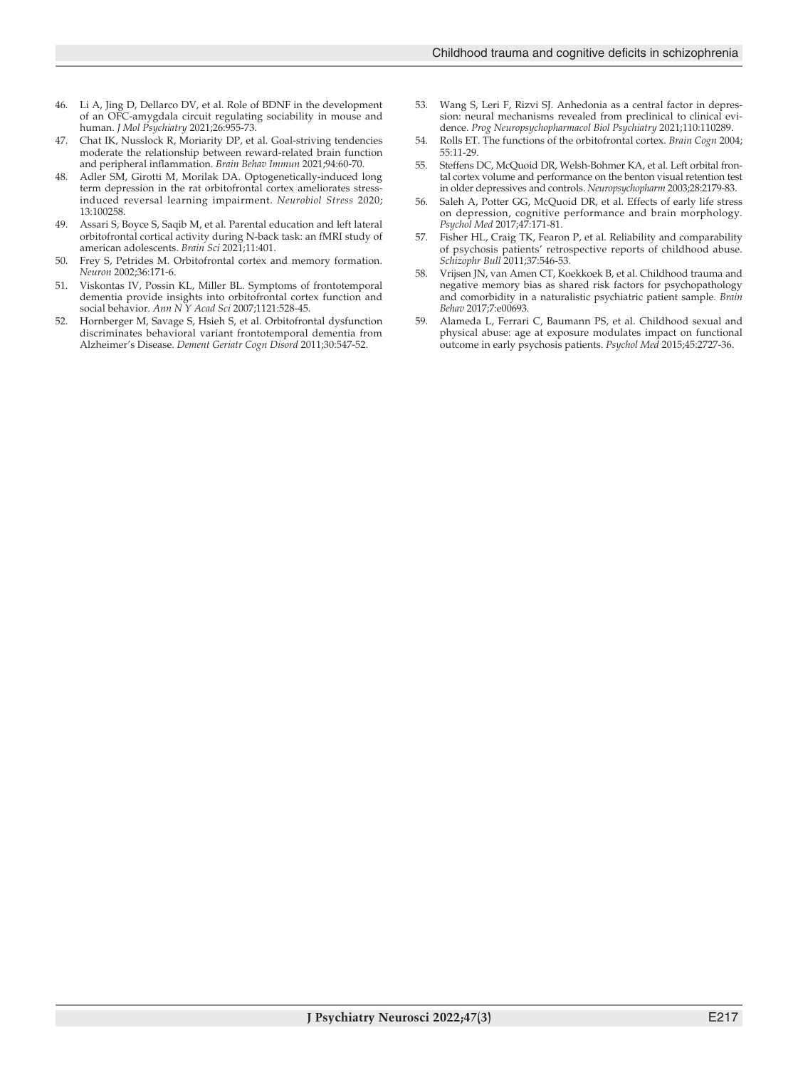46. Li A, Jing D, Dellarco DV, et al. Role of BDNF in the development of an OFC-amygdala circuit regulating sociability in mouse and human. *J Mol Psychiatry* 2021;26:955-73.
47. Chat IK, Nusslock R, Moriarity DP, et al. Goal-striving tendencies moderate the relationship between reward-related brain function and peripheral inflammation. *Brain Behav Immun* 2021;94:60-70.
48. Adler SM, Girotti M, Morilak DA. Optogenetically-induced long term depression in the rat orbitofrontal cortex ameliorates stress-induced reversal learning impairment. *Neurobiol Stress* 2020; 13:100258.
49. Assari S, Boyce S, Saqib M, et al. Parental education and left lateral orbitofrontal cortical activity during N-back task: an fMRI study of american adolescents. *Brain Sci* 2021;11:401.
50. Frey S, Petrides M. Orbitofrontal cortex and memory formation. *Neuron* 2002;36:171-6.
51. Viskontas IV, Possin KL, Miller BL. Symptoms of frontotemporal dementia provide insights into orbitofrontal cortex function and social behavior. *Ann N Y Acad Sci* 2007;1121:528-45.
52. Hornberger M, Savage S, Hsieh S, et al. Orbitofrontal dysfunction discriminates behavioral variant frontotemporal dementia from Alzheimer's Disease. *Dement Geriatr Cogn Disord* 2011;30:547-52.
53. Wang S, Leri F, Rizvi SJ. Anhedonia as a central factor in depression: neural mechanisms revealed from preclinical to clinical evidence. *Prog Neuropsychopharmacol Biol Psychiatry* 2021;110:110289.
54. Rolls ET. The functions of the orbitofrontal cortex. *Brain Cogn* 2004; 55:11-29.
55. Steffens DC, McQuoid DR, Welsh-Bohmer KA, et al. Left orbital frontal cortex volume and performance on the benton visual retention test in older depressives and controls. *Neuropsychopharm* 2003;28:2179-83.
56. Saleh A, Potter GG, McQuoid DR, et al. Effects of early life stress on depression, cognitive performance and brain morphology. *Psychol Med* 2017;47:171-81.
57. Fisher HL, Craig TK, Fearon P, et al. Reliability and comparability of psychosis patients' retrospective reports of childhood abuse. *Schizophr Bull* 2011;37:546-53.
58. Vrijsen JN, van Amen CT, Koekkoek B, et al. Childhood trauma and negative memory bias as shared risk factors for psychopathology and comorbidity in a naturalistic psychiatric patient sample. *Brain Behav* 2017;7:e00693.
59. Alameda L, Ferrari C, Baumann PS, et al. Childhood sexual and physical abuse: age at exposure modulates impact on functional outcome in early psychosis patients. *Psychol Med* 2015;45:2727-36.